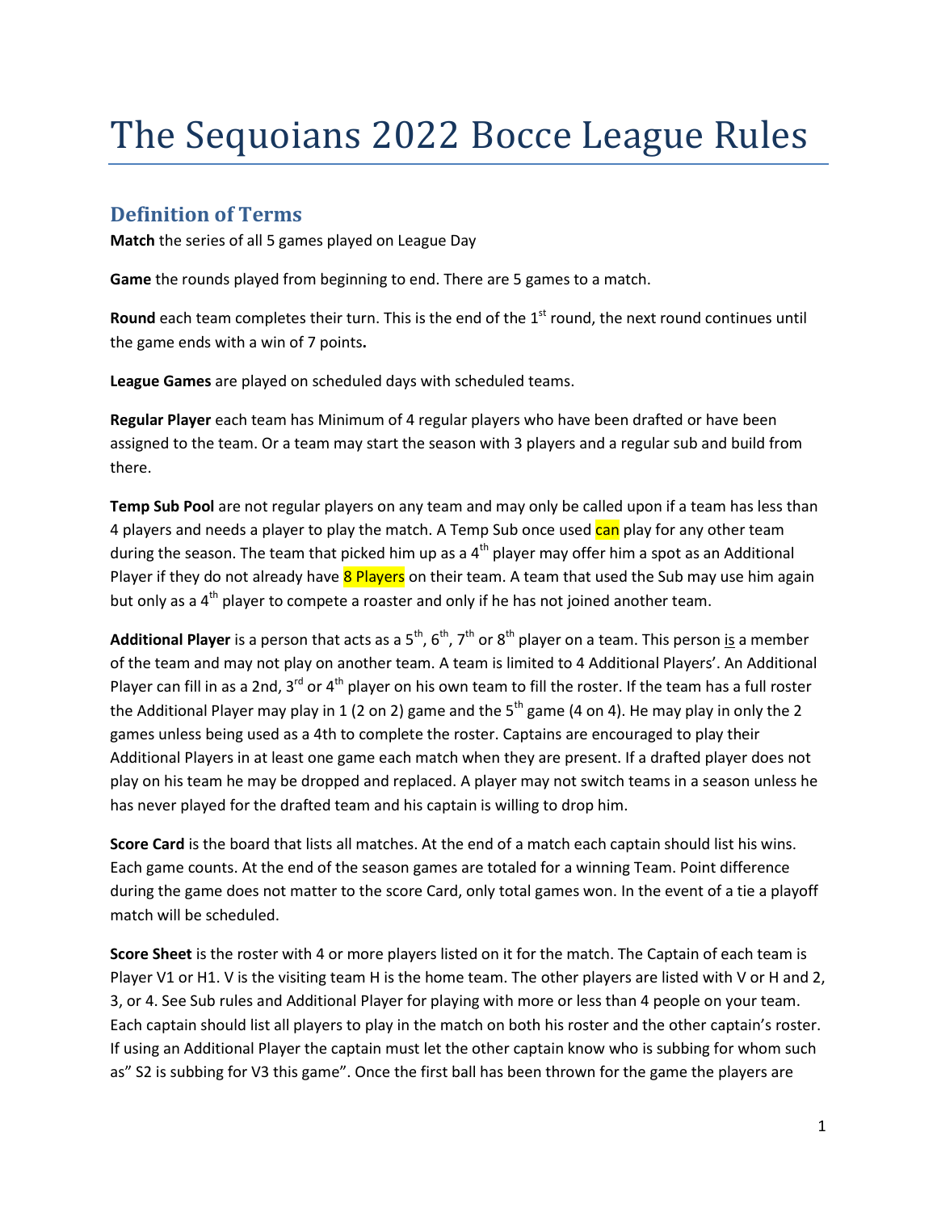# The Sequoians 2022 Bocce League Rules

## Definition of Terms

**Match** the series of all 5 games played on League Day

**Game** the rounds played from beginning to end. There are 5 games to a match.

**Round** each team completes their turn. This is the end of the 1st round, the next round continues until the game ends with a win of 7 points**.**

**League Games** are played on scheduled days with scheduled teams.

**Regular Player** each team has Minimum of 4 regular players who have been drafted or have been assigned to the team. Or a team may start the season with 3 players and a regular sub and build from there.

**Temp Sub Pool** are not regular players on any team and may only be called upon if a team has less than 4 players and needs a player to play the match. A Temp Sub once used can play for any other team during the season. The team that picked him up as a 4th player may offer him a spot as an Additional Player if they do not already have 8 Players on their team. A team that used the Sub may use him again but only as a 4th player to compete a roaster and only if he has not joined another team.

**Additional Player** is a person that acts as a 5th, 6th, 7th or 8th player on a team. This person is a member of the team and may not play on another team. A team is limited to 4 Additional Players'. An Additional Player can fill in as a 2nd, 3rd or 4th player on his own team to fill the roster. If the team has a full roster the Additional Player may play in 1 (2 on 2) game and the 5th game (4 on 4). He may play in only the 2 games unless being used as a 4th to complete the roster. Captains are encouraged to play their Additional Players in at least one game each match when they are present. If a drafted player does not play on his team he may be dropped and replaced. A player may not switch teams in a season unless he has never played for the drafted team and his captain is willing to drop him.

**Score Card** is the board that lists all matches. At the end of a match each captain should list his wins. Each game counts. At the end of the season games are totaled for a winning Team. Point difference during the game does not matter to the score Card, only total games won. In the event of a tie a playoff match will be scheduled.

**Score Sheet** is the roster with 4 or more players listed on it for the match. The Captain of each team is Player V1 or H1. V is the visiting team H is the home team. The other players are listed with V or H and 2, 3, or 4. See Sub rules and Additional Player for playing with more or less than 4 people on your team. Each captain should list all players to play in the match on both his roster and the other captain's roster. If using an Additional Player the captain must let the other captain know who is subbing for whom such as" S2 is subbing for V3 this game". Once the first ball has been thrown for the game the players are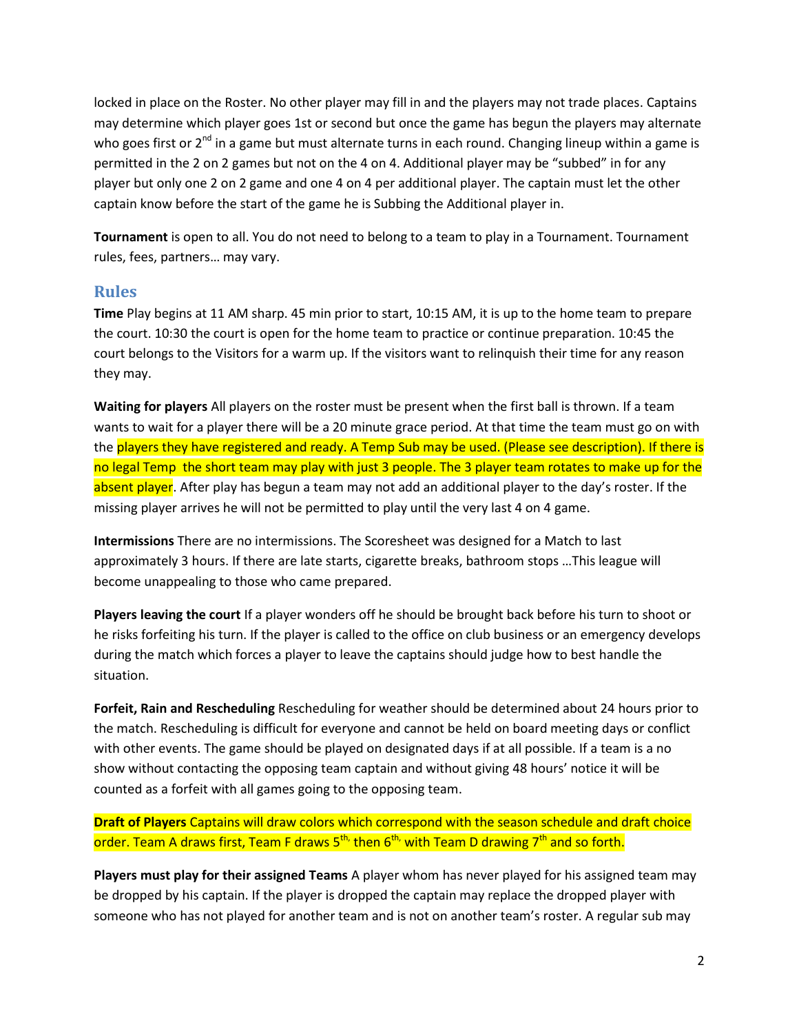locked in place on the Roster. No other player may fill in and the players may not trade places. Captains may determine which player goes 1st or second but once the game has begun the players may alternate who goes first or 2nd in a game but must alternate turns in each round. Changing lineup within a game is permitted in the 2 on 2 games but not on the 4 on 4. Additional player may be "subbed" in for any player but only one 2 on 2 game and one 4 on 4 per additional player. The captain must let the other captain know before the start of the game he is Subbing the Additional player in.

**Tournament** is open to all. You do not need to belong to a team to play in a Tournament. Tournament rules, fees, partners… may vary.

## Rules

**Time** Play begins at 11 AM sharp. 45 min prior to start, 10:15 AM, it is up to the home team to prepare the court. 10:30 the court is open for the home team to practice or continue preparation. 10:45 the court belongs to the Visitors for a warm up. If the visitors want to relinquish their time for any reason they may.

**Waiting for players** All players on the roster must be present when the first ball is thrown. If a team wants to wait for a player there will be a 20 minute grace period. At that time the team must go on with the players they have registered and ready. A Temp Sub may be used. (Please see description). If there is no legal Temp the short team may play with just 3 people. The 3 player team rotates to make up for the absent player. After play has begun a team may not add an additional player to the day's roster. If the missing player arrives he will not be permitted to play until the very last 4 on 4 game.

**Intermissions** There are no intermissions. The Scoresheet was designed for a Match to last approximately 3 hours. If there are late starts, cigarette breaks, bathroom stops …This league will become unappealing to those who came prepared.

**Players leaving the court** If a player wonders off he should be brought back before his turn to shoot or he risks forfeiting his turn. If the player is called to the office on club business or an emergency develops during the match which forces a player to leave the captains should judge how to best handle the situation.

**Forfeit, Rain and Rescheduling** Rescheduling for weather should be determined about 24 hours prior to the match. Rescheduling is difficult for everyone and cannot be held on board meeting days or conflict with other events. The game should be played on designated days if at all possible. If a team is a no show without contacting the opposing team captain and without giving 48 hours' notice it will be counted as a forfeit with all games going to the opposing team.

**Draft of Players** Captains will draw colors which correspond with the season schedule and draft choice order. Team A draws first, Team F draws 5th, then 6th, with Team D drawing 7th and so forth.

**Players must play for their assigned Teams** A player whom has never played for his assigned team may be dropped by his captain. If the player is dropped the captain may replace the dropped player with someone who has not played for another team and is not on another team's roster. A regular sub may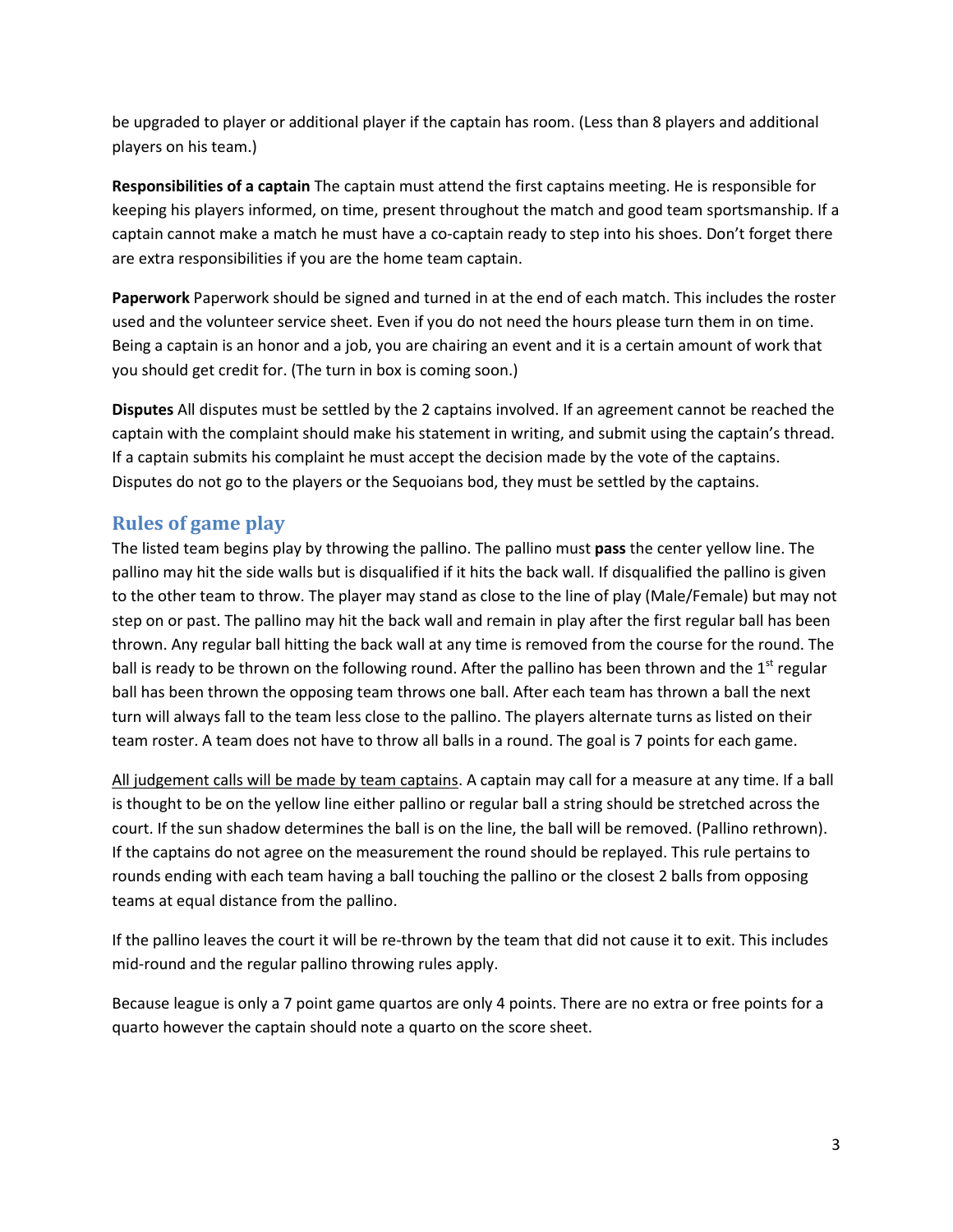be upgraded to player or additional player if the captain has room. (Less than 8 players and additional players on his team.)

**Responsibilities of a captain** The captain must attend the first captains meeting. He is responsible for keeping his players informed, on time, present throughout the match and good team sportsmanship. If a captain cannot make a match he must have a co-captain ready to step into his shoes. Don't forget there are extra responsibilities if you are the home team captain.

**Paperwork** Paperwork should be signed and turned in at the end of each match. This includes the roster used and the volunteer service sheet. Even if you do not need the hours please turn them in on time. Being a captain is an honor and a job, you are chairing an event and it is a certain amount of work that you should get credit for. (The turn in box is coming soon.)

**Disputes** All disputes must be settled by the 2 captains involved. If an agreement cannot be reached the captain with the complaint should make his statement in writing, and submit using the captain's thread. If a captain submits his complaint he must accept the decision made by the vote of the captains. Disputes do not go to the players or the Sequoians bod, they must be settled by the captains.

## Rules of game play

The listed team begins play by throwing the pallino. The pallino must **pass** the center yellow line. The pallino may hit the side walls but is disqualified if it hits the back wall. If disqualified the pallino is given to the other team to throw. The player may stand as close to the line of play (Male/Female) but may not step on or past. The pallino may hit the back wall and remain in play after the first regular ball has been thrown. Any regular ball hitting the back wall at any time is removed from the course for the round. The ball is ready to be thrown on the following round. After the pallino has been thrown and the 1st regular ball has been thrown the opposing team throws one ball. After each team has thrown a ball the next turn will always fall to the team less close to the pallino. The players alternate turns as listed on their team roster. A team does not have to throw all balls in a round. The goal is 7 points for each game.

<u>All judgement calls will be made by team captains</u>. A captain may call for a measure at any time. If a ball is thought to be on the yellow line either pallino or regular ball a string should be stretched across the court. If the sun shadow determines the ball is on the line, the ball will be removed. (Pallino rethrown). If the captains do not agree on the measurement the round should be replayed. This rule pertains to rounds ending with each team having a ball touching the pallino or the closest 2 balls from opposing teams at equal distance from the pallino.

If the pallino leaves the court it will be re-thrown by the team that did not cause it to exit. This includes mid-round and the regular pallino throwing rules apply.

Because league is only a 7 point game quartos are only 4 points. There are no extra or free points for a quarto however the captain should note a quarto on the score sheet.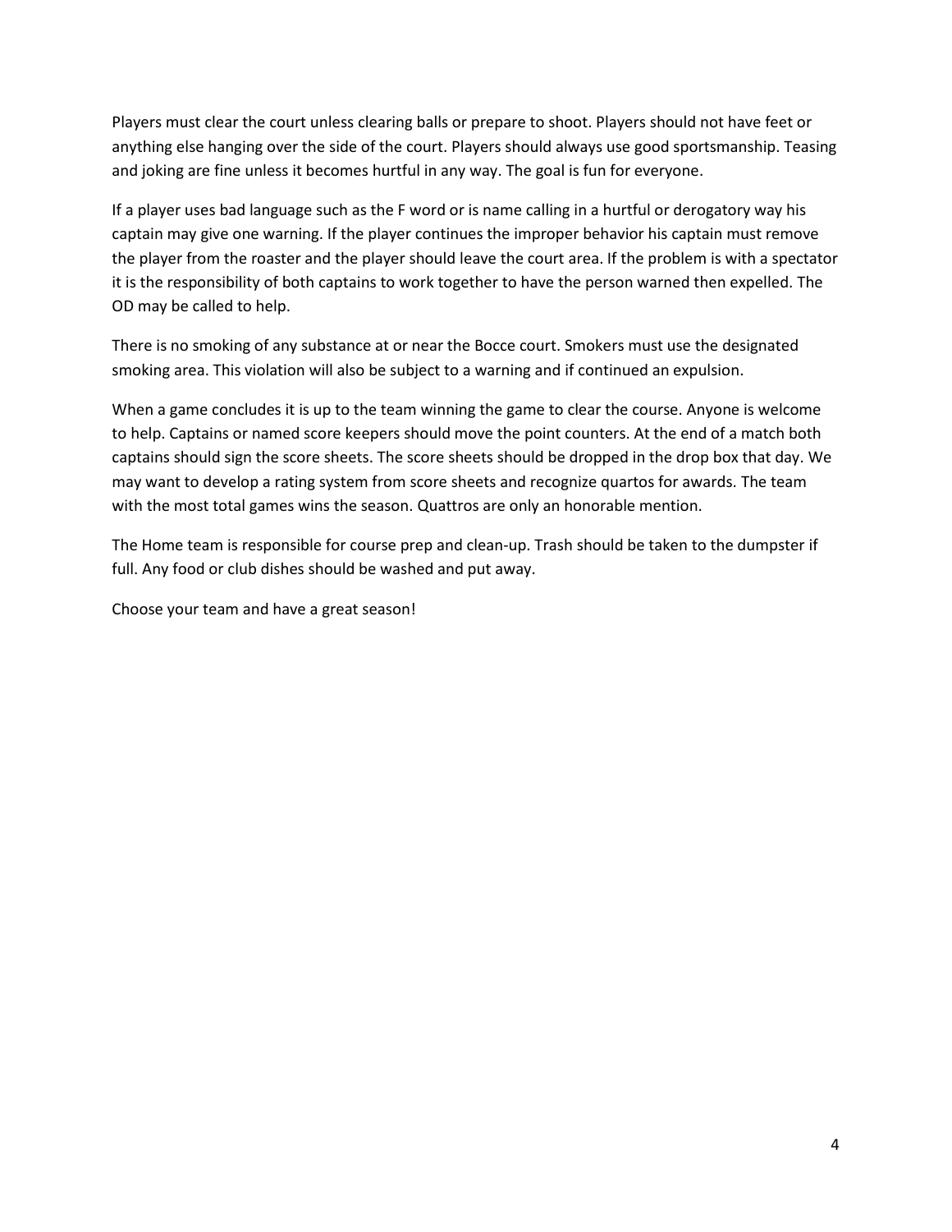Players must clear the court unless clearing balls or prepare to shoot. Players should not have feet or anything else hanging over the side of the court. Players should always use good sportsmanship. Teasing and joking are fine unless it becomes hurtful in any way. The goal is fun for everyone.

If a player uses bad language such as the F word or is name calling in a hurtful or derogatory way his captain may give one warning. If the player continues the improper behavior his captain must remove the player from the roaster and the player should leave the court area. If the problem is with a spectator it is the responsibility of both captains to work together to have the person warned then expelled. The OD may be called to help.

There is no smoking of any substance at or near the Bocce court. Smokers must use the designated smoking area. This violation will also be subject to a warning and if continued an expulsion.

When a game concludes it is up to the team winning the game to clear the course. Anyone is welcome to help. Captains or named score keepers should move the point counters. At the end of a match both captains should sign the score sheets. The score sheets should be dropped in the drop box that day. We may want to develop a rating system from score sheets and recognize quartos for awards. The team with the most total games wins the season. Quattros are only an honorable mention.

The Home team is responsible for course prep and clean-up. Trash should be taken to the dumpster if full. Any food or club dishes should be washed and put away.

Choose your team and have a great season!